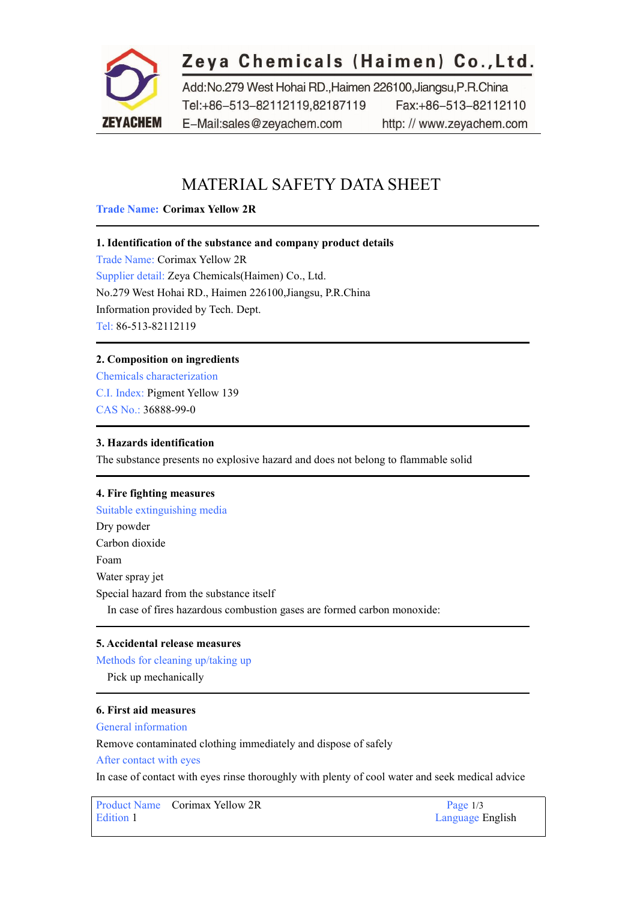**Zeya Chemicals (Haimen) Co.,Ltd.**

Add:No.279 West Hohai RD.,Haimen 226100,Jiangsu,P.R.China
Tel:+86-513-82112119,82187119 Fax:+86-513-82112110
E-Mail:sales@zeyachem.com http: // www.zeyachem.com

# MATERIAL SAFETY DATA SHEET

**Trade Name: Corimax Yellow 2R**

## 1. Identification of the substance and company product details

Trade Name: Corimax Yellow 2R
Supplier detail: Zeya Chemicals(Haimen) Co., Ltd.
No.279 West Hohai RD., Haimen 226100,Jiangsu, P.R.China
Information provided by Tech. Dept.
Tel: 86-513-82112119

## 2. Composition on ingredients

Chemicals characterization
C.I. Index: Pigment Yellow 139
CAS No.: 36888-99-0

## 3. Hazards identification

The substance presents no explosive hazard and does not belong to flammable solid

## 4. Fire fighting measures

Suitable extinguishing media
Dry powder
Carbon dioxide
Foam
Water spray jet
Special hazard from the substance itself
In case of fires hazardous combustion gases are formed carbon monoxide:

## 5. Accidental release measures

Methods for cleaning up/taking up
Pick up mechanically

## 6. First aid measures

General information
Remove contaminated clothing immediately and dispose of safely
After contact with eyes
In case of contact with eyes rinse thoroughly with plenty of cool water and seek medical advice

Product Name Corimax Yellow 2R
Edition 1
Language English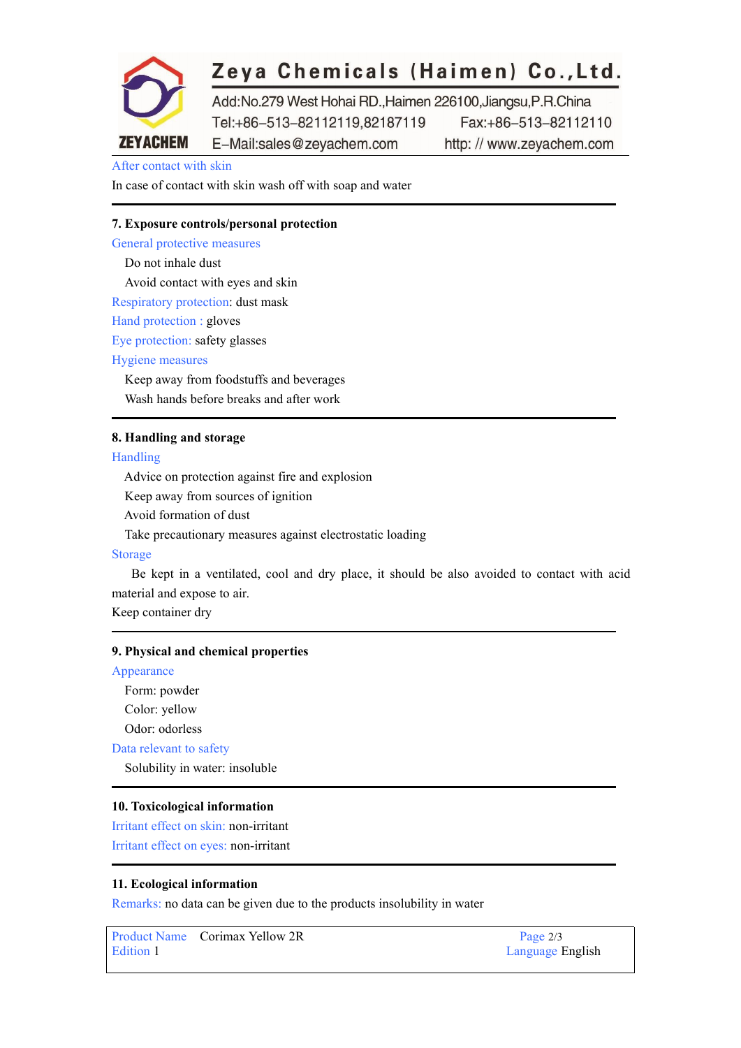After contact with skin

In case of contact with skin wash off with soap and water

---

## 7. Exposure controls/personal protection

General protective measures

Do not inhale dust

Avoid contact with eyes and skin

Respiratory protection: dust mask

Hand protection : gloves

Eye protection: safety glasses

Hygiene measures

Keep away from foodstuffs and beverages

Wash hands before breaks and after work

---

## 8. Handling and storage

Handling

Advice on protection against fire and explosion

Keep away from sources of ignition

Avoid formation of dust

Take precautionary measures against electrostatic loading

Storage

Be kept in a ventilated, cool and dry place, it should be also avoided to contact with acid material and expose to air.

Keep container dry

---

## 9. Physical and chemical properties

Appearance

Form: powder

Color: yellow

Odor: odorless

Data relevant to safety

Solubility in water: insoluble

---

## 10. Toxicological information

Irritant effect on skin: non-irritant

Irritant effect on eyes: non-irritant

---

## 11. Ecological information

Remarks: no data can be given due to the products insolubility in water

| Product Name Corimax Yellow 2R | Page 2/3 |
|---|---|
| Edition 1 | Language English |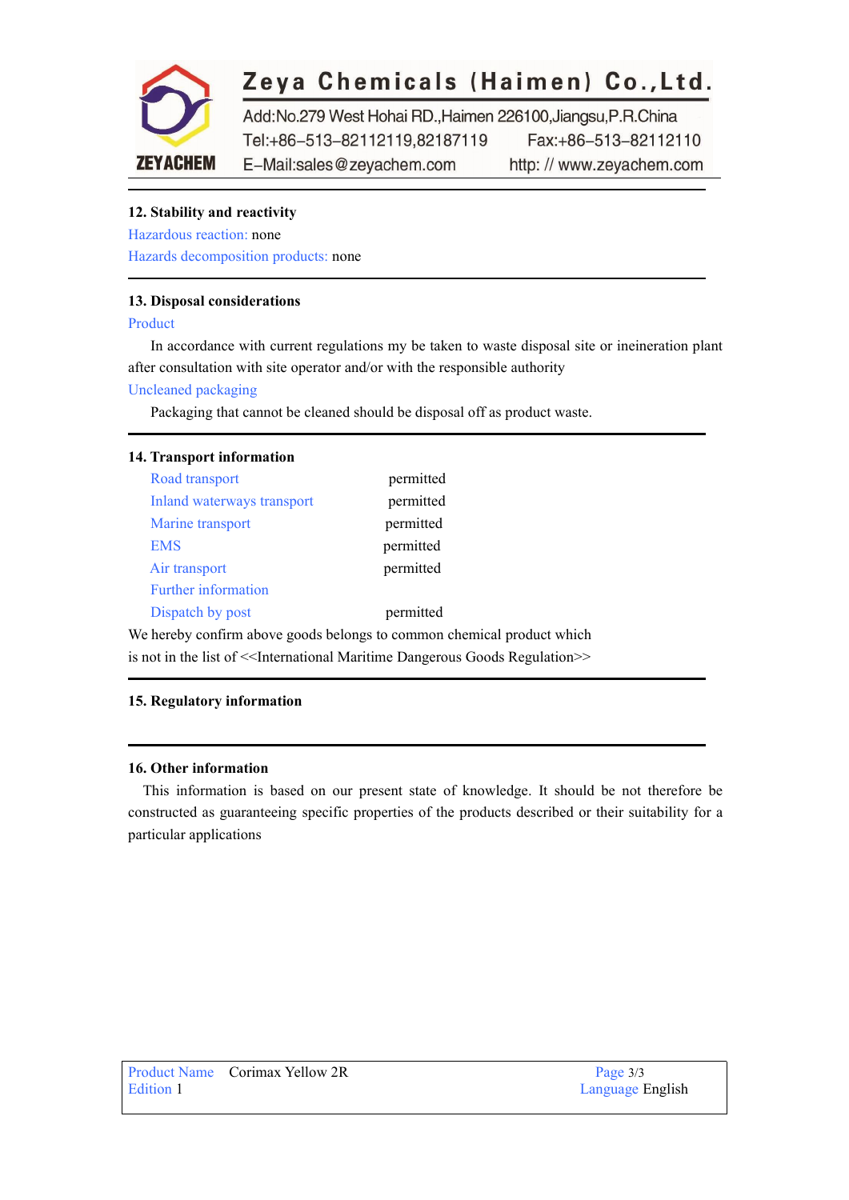## 12. Stability and reactivity

Hazardous reaction: none

Hazards decomposition products: none

## 13. Disposal considerations

Product

In accordance with current regulations my be taken to waste disposal site or ineineration plant after consultation with site operator and/or with the responsible authority

Uncleaned packaging

Packaging that cannot be cleaned should be disposal off as product waste.

## 14. Transport information

| | |
|---|---|
| Road transport | permitted |
| Inland waterways transport | permitted |
| Marine transport | permitted |
| EMS | permitted |
| Air transport | permitted |
| Further information | |
| Dispatch by post | permitted |

We hereby confirm above goods belongs to common chemical product which is not in the list of <<International Maritime Dangerous Goods Regulation>>

## 15. Regulatory information

## 16. Other information

This information is based on our present state of knowledge. It should be not therefore be constructed as guaranteeing specific properties of the products described or their suitability for a particular applications